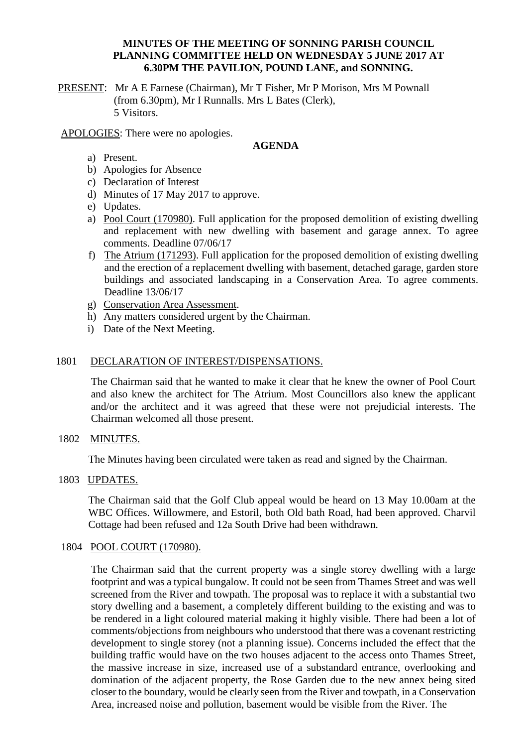**MINUTES OF THE MEETING OF SONNING PARISH COUNCIL PLANNING COMMITTEE HELD ON WEDNESDAY 5 JUNE 2017 AT 6.30PM THE PAVILION, POUND LANE, and SONNING.**

PRESENT: Mr A E Farnese (Chairman), Mr T Fisher, Mr P Morison, Mrs M Pownall (from 6.30pm), Mr I Runnalls. Mrs L Bates (Clerk), 5 Visitors.

APOLOGIES: There were no apologies.

**AGENDA**

a) Present.
b) Apologies for Absence
c) Declaration of Interest
d) Minutes of 17 May 2017 to approve.
e) Updates.
a) Pool Court (170980). Full application for the proposed demolition of existing dwelling and replacement with new dwelling with basement and garage annex. To agree comments. Deadline 07/06/17
f) The Atrium (171293). Full application for the proposed demolition of existing dwelling and the erection of a replacement dwelling with basement, detached garage, garden store buildings and associated landscaping in a Conservation Area. To agree comments. Deadline 13/06/17
g) Conservation Area Assessment.
h) Any matters considered urgent by the Chairman.
i) Date of the Next Meeting.

1801 DECLARATION OF INTEREST/DISPENSATIONS.

The Chairman said that he wanted to make it clear that he knew the owner of Pool Court and also knew the architect for The Atrium. Most Councillors also knew the applicant and/or the architect and it was agreed that these were not prejudicial interests. The Chairman welcomed all those present.

1802 MINUTES.

The Minutes having been circulated were taken as read and signed by the Chairman.

1803 UPDATES.

The Chairman said that the Golf Club appeal would be heard on 13 May 10.00am at the WBC Offices. Willowmere, and Estoril, both Old bath Road, had been approved. Charvil Cottage had been refused and 12a South Drive had been withdrawn.

1804 POOL COURT (170980).

The Chairman said that the current property was a single storey dwelling with a large footprint and was a typical bungalow. It could not be seen from Thames Street and was well screened from the River and towpath. The proposal was to replace it with a substantial two story dwelling and a basement, a completely different building to the existing and was to be rendered in a light coloured material making it highly visible. There had been a lot of comments/objections from neighbours who understood that there was a covenant restricting development to single storey (not a planning issue). Concerns included the effect that the building traffic would have on the two houses adjacent to the access onto Thames Street, the massive increase in size, increased use of a substandard entrance, overlooking and domination of the adjacent property, the Rose Garden due to the new annex being sited closer to the boundary, would be clearly seen from the River and towpath, in a Conservation Area, increased noise and pollution, basement would be visible from the River. The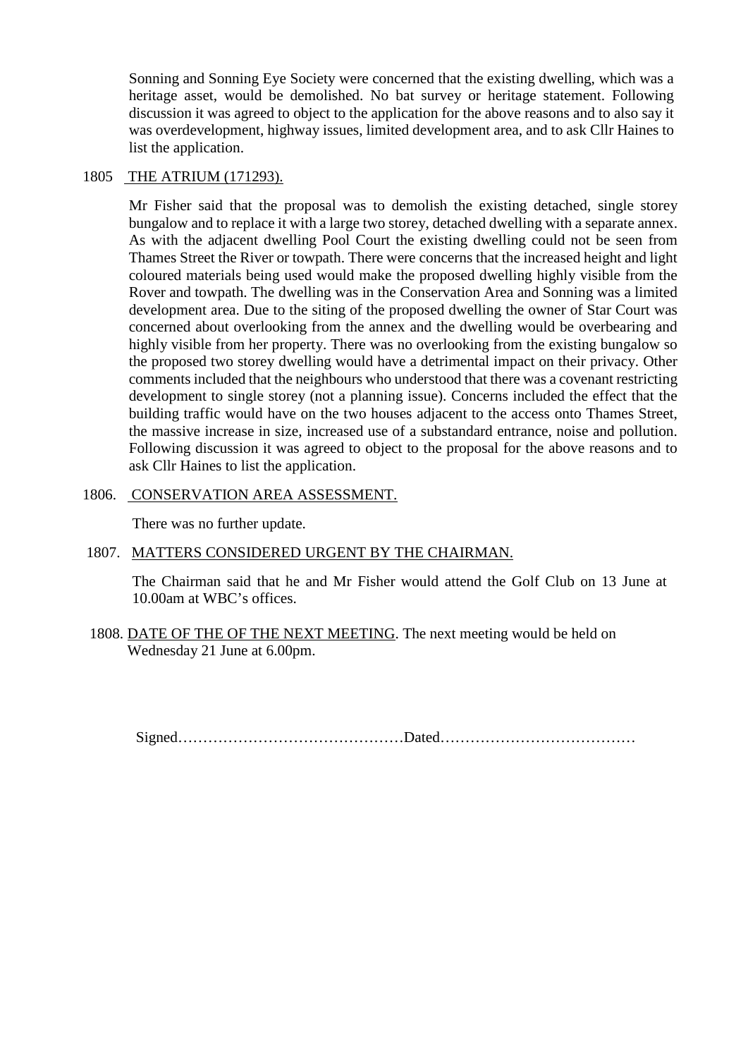Sonning and Sonning Eye Society were concerned that the existing dwelling, which was a heritage asset, would be demolished. No bat survey or heritage statement. Following discussion it was agreed to object to the application for the above reasons and to also say it was overdevelopment, highway issues, limited development area, and to ask Cllr Haines to list the application.

1805 THE ATRIUM (171293).

Mr Fisher said that the proposal was to demolish the existing detached, single storey bungalow and to replace it with a large two storey, detached dwelling with a separate annex. As with the adjacent dwelling Pool Court the existing dwelling could not be seen from Thames Street the River or towpath. There were concerns that the increased height and light coloured materials being used would make the proposed dwelling highly visible from the Rover and towpath. The dwelling was in the Conservation Area and Sonning was a limited development area. Due to the siting of the proposed dwelling the owner of Star Court was concerned about overlooking from the annex and the dwelling would be overbearing and highly visible from her property. There was no overlooking from the existing bungalow so the proposed two storey dwelling would have a detrimental impact on their privacy. Other comments included that the neighbours who understood that there was a covenant restricting development to single storey (not a planning issue). Concerns included the effect that the building traffic would have on the two houses adjacent to the access onto Thames Street, the massive increase in size, increased use of a substandard entrance, noise and pollution. Following discussion it was agreed to object to the proposal for the above reasons and to ask Cllr Haines to list the application.

1806. CONSERVATION AREA ASSESSMENT.

There was no further update.

1807. MATTERS CONSIDERED URGENT BY THE CHAIRMAN.

The Chairman said that he and Mr Fisher would attend the Golf Club on 13 June at 10.00am at WBC's offices.

1808. DATE OF THE OF THE NEXT MEETING. The next meeting would be held on Wednesday 21 June at 6.00pm.

Signed………………………………………Dated…………………………………